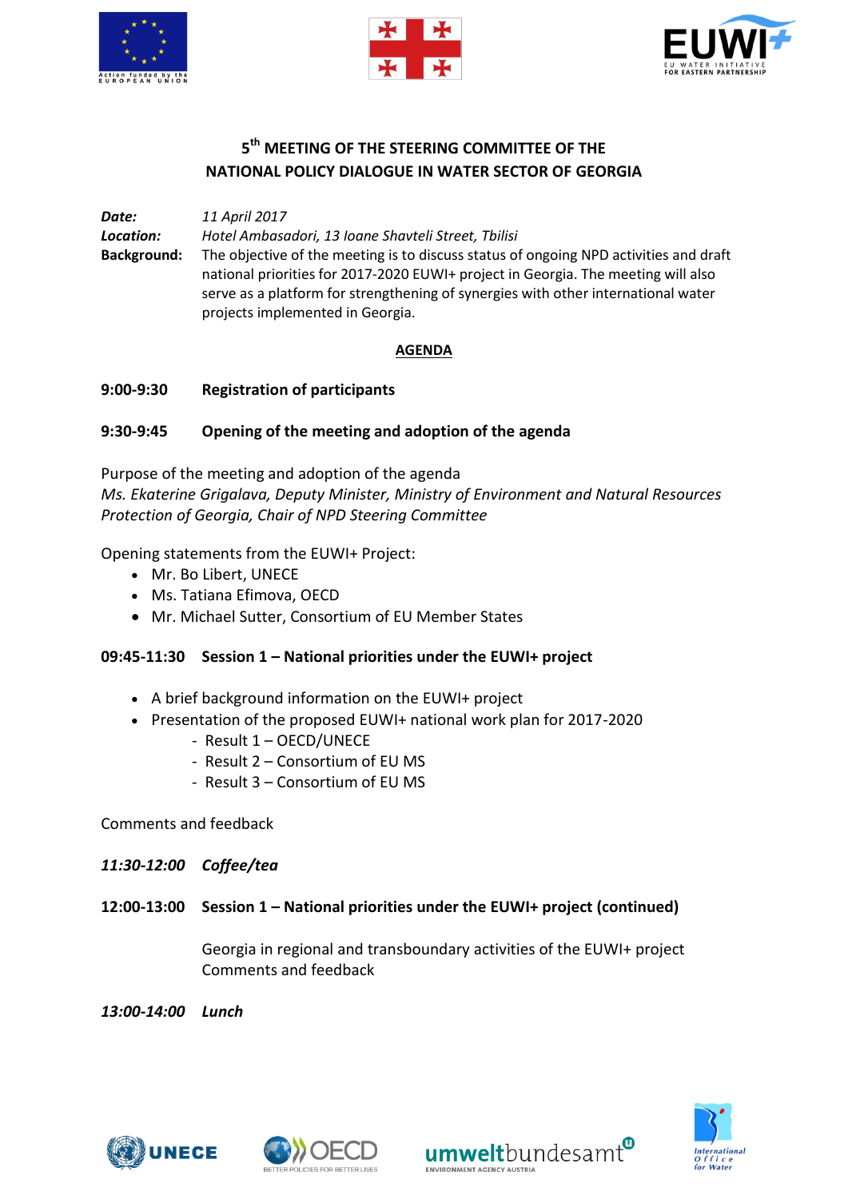# 5th MEETING OF THE STEERING COMMITTEE OF THE NATIONAL POLICY DIALOGUE IN WATER SECTOR OF GEORGIA

***Date:*** *11 April 2017*
***Location:*** *Hotel Ambasadori, 13 Ioane Shavteli Street, Tbilisi*
**Background:** The objective of the meeting is to discuss status of ongoing NPD activities and draft national priorities for 2017-2020 EUWI+ project in Georgia. The meeting will also serve as a platform for strengthening of synergies with other international water projects implemented in Georgia.

## AGENDA

**9:00-9:30 Registration of participants**

**9:30-9:45 Opening of the meeting and adoption of the agenda**

Purpose of the meeting and adoption of the agenda
*Ms. Ekaterine Grigalava, Deputy Minister, Ministry of Environment and Natural Resources Protection of Georgia, Chair of NPD Steering Committee*

Opening statements from the EUWI+ Project:

- Mr. Bo Libert, UNECE
- Ms. Tatiana Efimova, OECD
- Mr. Michael Sutter, Consortium of EU Member States

**09:45-11:30 Session 1 – National priorities under the EUWI+ project**

- A brief background information on the EUWI+ project
- Presentation of the proposed EUWI+ national work plan for 2017-2020
  - Result 1 – OECD/UNECE
  - Result 2 – Consortium of EU MS
  - Result 3 – Consortium of EU MS

Comments and feedback

***11:30-12:00 Coffee/tea***

**12:00-13:00 Session 1 – National priorities under the EUWI+ project (continued)**

Georgia in regional and transboundary activities of the EUWI+ project
Comments and feedback

***13:00-14:00 Lunch***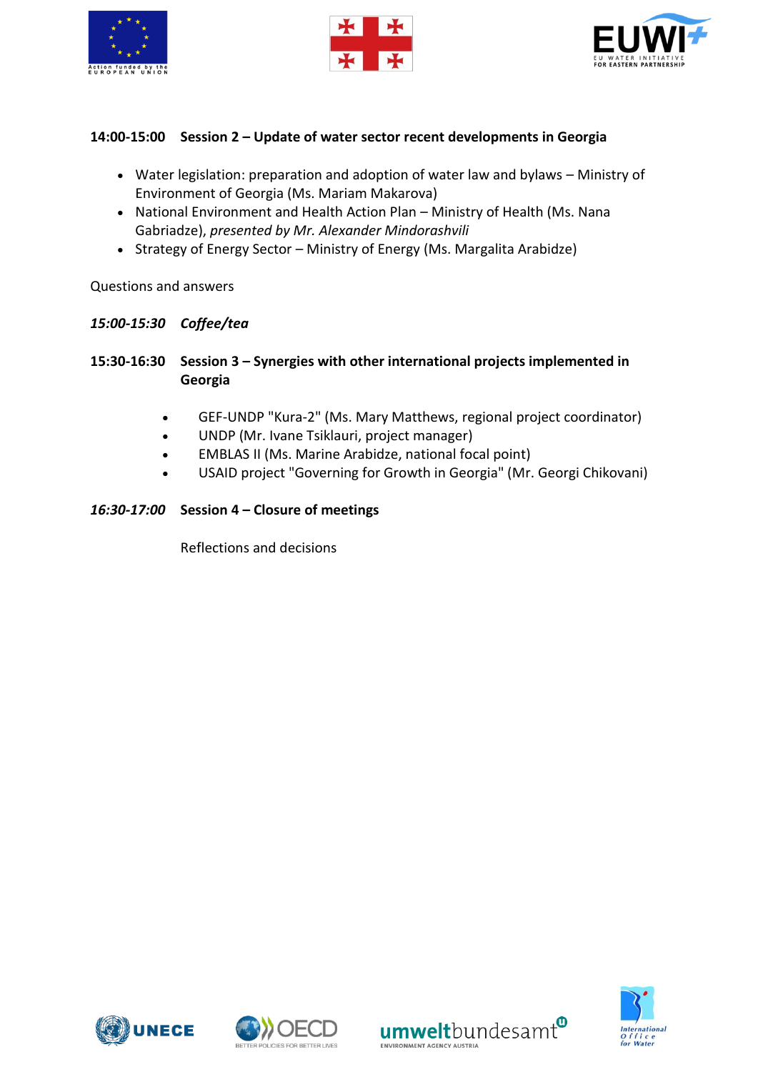**14:00-15:00 Session 2 – Update of water sector recent developments in Georgia**

- Water legislation: preparation and adoption of water law and bylaws – Ministry of Environment of Georgia (Ms. Mariam Makarova)
- National Environment and Health Action Plan – Ministry of Health (Ms. Nana Gabriadze), *presented by Mr. Alexander Mindorashvili*
- Strategy of Energy Sector – Ministry of Energy (Ms. Margalita Arabidze)

Questions and answers

***15:00-15:30 Coffee/tea***

**15:30-16:30 Session 3 – Synergies with other international projects implemented in Georgia**

- GEF-UNDP "Kura-2" (Ms. Mary Matthews, regional project coordinator)
- UNDP (Mr. Ivane Tsiklauri, project manager)
- EMBLAS II (Ms. Marine Arabidze, national focal point)
- USAID project "Governing for Growth in Georgia" (Mr. Georgi Chikovani)

***16:30-17:00*** **Session 4 – Closure of meetings**

Reflections and decisions